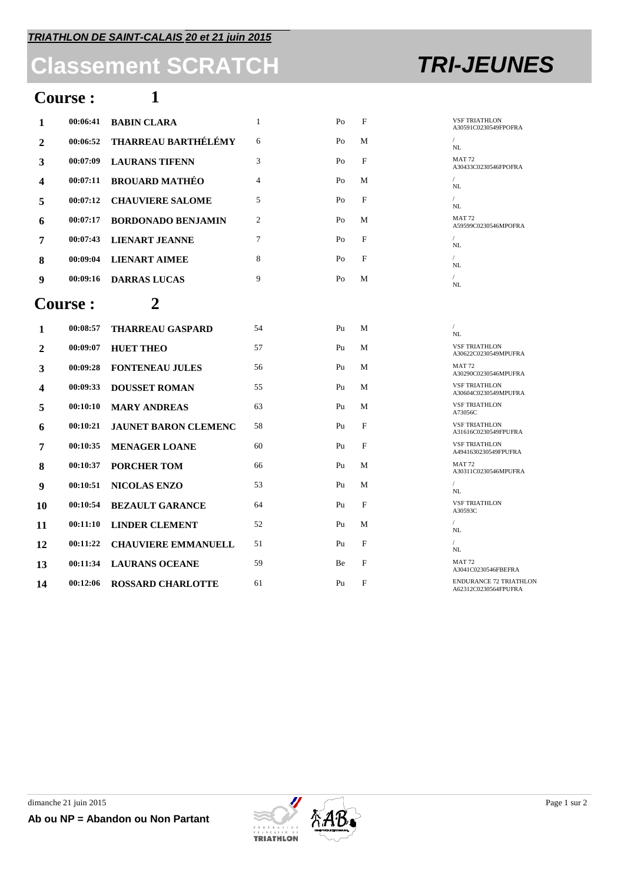***TRIATHLON DE SAINT-CALAIS 20 et 21 juin 2015***

# Classement SCRATCH *TRI-JEUNES*

## Course : 1

| | | | | | | |
|---|---|---|---|---|---|---|
| 1 | 00:06:41 | BABIN CLARA | 1 | Po | F | VSF TRIATHLON A30591C0230549FPOFRA |
| 2 | 00:06:52 | THARREAU BARTHÉLÉMY | 6 | Po | M | / NL |
| 3 | 00:07:09 | LAURANS TIFENN | 3 | Po | F | MAT 72 A30433C0230546FPOFRA |
| 4 | 00:07:11 | BROUARD MATHÉO | 4 | Po | M | / NL |
| 5 | 00:07:12 | CHAUVIERE SALOME | 5 | Po | F | / NL |
| 6 | 00:07:17 | BORDONADO BENJAMIN | 2 | Po | M | MAT 72 A59599C0230546MPOFRA |
| 7 | 00:07:43 | LIENART JEANNE | 7 | Po | F | / NL |
| 8 | 00:09:04 | LIENART AIMEE | 8 | Po | F | / NL |
| 9 | 00:09:16 | DARRAS LUCAS | 9 | Po | M | / NL |

## Course : 2

| | | | | | | |
|---|---|---|---|---|---|---|
| 1 | 00:08:57 | THARREAU GASPARD | 54 | Pu | M | / NL |
| 2 | 00:09:07 | HUET THEO | 57 | Pu | M | VSF TRIATHLON A30622C0230549MPUFRA |
| 3 | 00:09:28 | FONTENEAU JULES | 56 | Pu | M | MAT 72 A30290C0230546MPUFRA |
| 4 | 00:09:33 | DOUSSET ROMAN | 55 | Pu | M | VSF TRIATHLON A30604C0230549MPUFRA |
| 5 | 00:10:10 | MARY ANDREAS | 63 | Pu | M | VSF TRIATHLON A73056C |
| 6 | 00:10:21 | JAUNET BARON CLEMENC | 58 | Pu | F | VSF TRIATHLON A31616C0230549FPUFRA |
| 7 | 00:10:35 | MENAGER LOANE | 60 | Pu | F | VSF TRIATHLON A4941630230549FPUFRA |
| 8 | 00:10:37 | PORCHER TOM | 66 | Pu | M | MAT 72 A30311C0230546MPUFRA |
| 9 | 00:10:51 | NICOLAS ENZO | 53 | Pu | M | / NL |
| 10 | 00:10:54 | BEZAULT GARANCE | 64 | Pu | F | VSF TRIATHLON A30593C |
| 11 | 00:11:10 | LINDER CLEMENT | 52 | Pu | M | / NL |
| 12 | 00:11:22 | CHAUVIERE EMMANUELL | 51 | Pu | F | / NL |
| 13 | 00:11:34 | LAURANS OCEANE | 59 | Be | F | MAT 72 A3041C0230546FBEFRA |
| 14 | 00:12:06 | ROSSARD CHARLOTTE | 61 | Pu | F | ENDURANCE 72 TRIATHLON A62312C0230564FPUFRA |

dimanche 21 juin 2015

**Ab ou NP = Abandon ou Non Partant**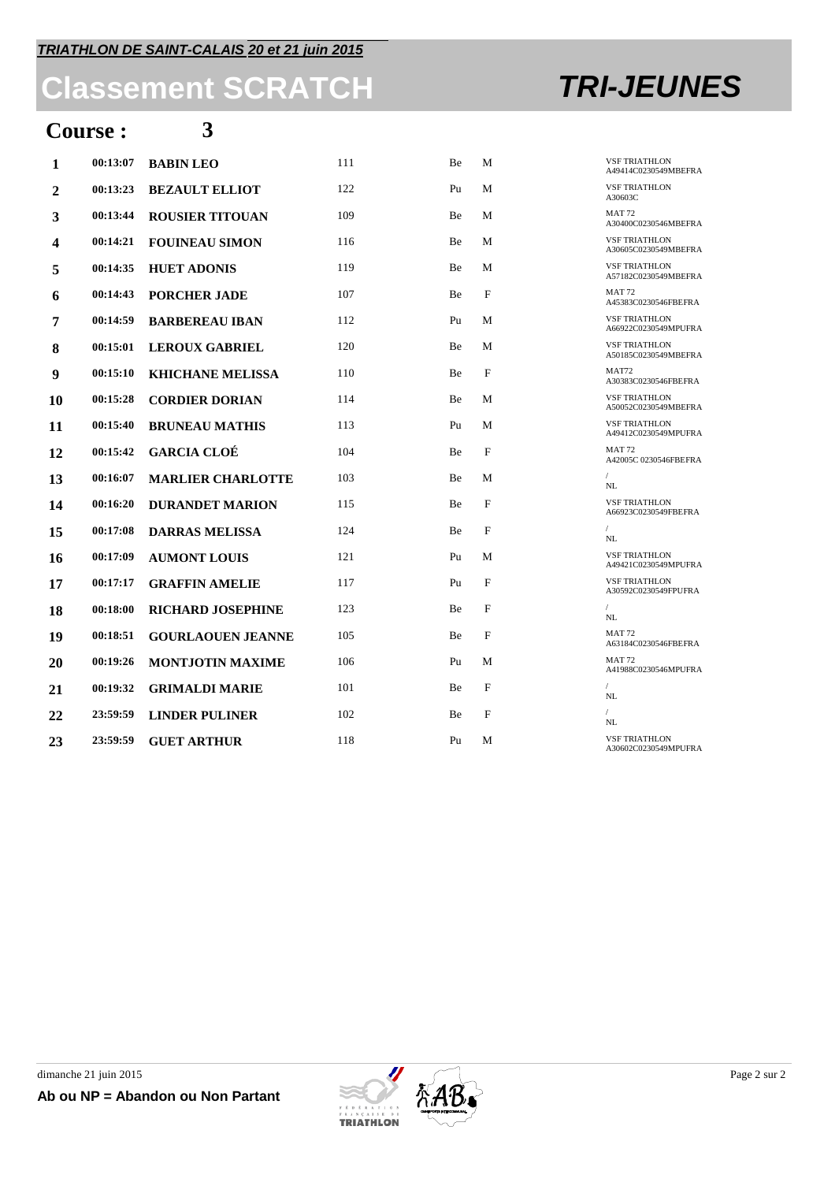***TRIATHLON DE SAINT-CALAIS 20 et 21 juin 2015***

# Classement SCRATCH *TRI-JEUNES*

## Course : 3

| | | | | | | |
|---|---|---|---|---|---|---|
| 1 | 00:13:07 | **BABIN LEO** | 111 | Be | M | VSF TRIATHLON A49414C0230549MBEFRA |
| 2 | 00:13:23 | **BEZAULT ELLIOT** | 122 | Pu | M | VSF TRIATHLON A30603C |
| 3 | 00:13:44 | **ROUSIER TITOUAN** | 109 | Be | M | MAT 72 A30400C0230546MBEFRA |
| 4 | 00:14:21 | **FOUINEAU SIMON** | 116 | Be | M | VSF TRIATHLON A30605C0230549MBEFRA |
| 5 | 00:14:35 | **HUET ADONIS** | 119 | Be | M | VSF TRIATHLON A57182C0230549MBEFRA |
| 6 | 00:14:43 | **PORCHER JADE** | 107 | Be | F | MAT 72 A45383C0230546FBEFRA |
| 7 | 00:14:59 | **BARBEREAU IBAN** | 112 | Pu | M | VSF TRIATHLON A66922C0230549MPUFRA |
| 8 | 00:15:01 | **LEROUX GABRIEL** | 120 | Be | M | VSF TRIATHLON A50185C0230549MBEFRA |
| 9 | 00:15:10 | **KHICHANE MELISSA** | 110 | Be | F | MAT72 A30383C0230546FBEFRA |
| 10 | 00:15:28 | **CORDIER DORIAN** | 114 | Be | M | VSF TRIATHLON A50052C0230549MBEFRA |
| 11 | 00:15:40 | **BRUNEAU MATHIS** | 113 | Pu | M | VSF TRIATHLON A49412C0230549MPUFRA |
| 12 | 00:15:42 | **GARCIA CLOÉ** | 104 | Be | F | MAT 72 A42005C 0230546FBEFRA |
| 13 | 00:16:07 | **MARLIER CHARLOTTE** | 103 | Be | M | / NL |
| 14 | 00:16:20 | **DURANDET MARION** | 115 | Be | F | VSF TRIATHLON A66923C0230549FBEFRA |
| 15 | 00:17:08 | **DARRAS MELISSA** | 124 | Be | F | / NL |
| 16 | 00:17:09 | **AUMONT LOUIS** | 121 | Pu | M | VSF TRIATHLON A49421C0230549MPUFRA |
| 17 | 00:17:17 | **GRAFFIN AMELIE** | 117 | Pu | F | VSF TRIATHLON A30592C0230549FPUFRA |
| 18 | 00:18:00 | **RICHARD JOSEPHINE** | 123 | Be | F | / NL |
| 19 | 00:18:51 | **GOURLAOUEN JEANNE** | 105 | Be | F | MAT 72 A63184C0230546FBEFRA |
| 20 | 00:19:26 | **MONTJOTIN MAXIME** | 106 | Pu | M | MAT 72 A41988C0230546MPUFRA |
| 21 | 00:19:32 | **GRIMALDI MARIE** | 101 | Be | F | / NL |
| 22 | 23:59:59 | **LINDER PULINER** | 102 | Be | F | / NL |
| 23 | 23:59:59 | **GUET ARTHUR** | 118 | Pu | M | VSF TRIATHLON A30602C0230549MPUFRA |

dimanche 21 juin 2015

**Ab ou NP = Abandon ou Non Partant**